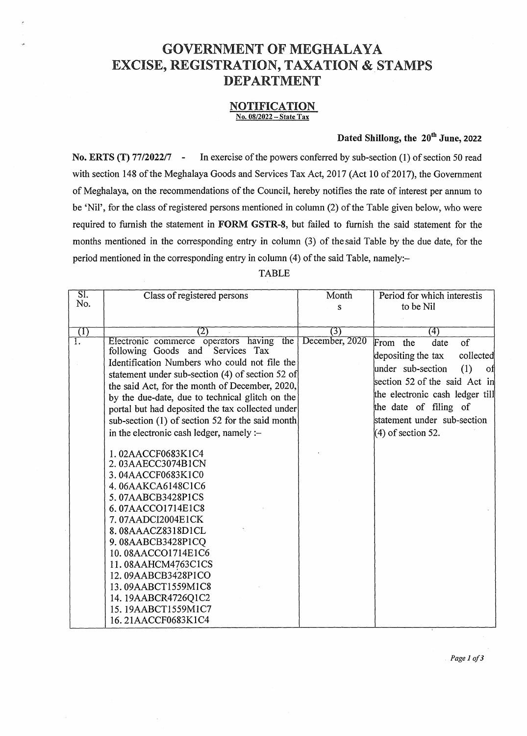# GOVERNMENT OF MEGHALAYA
# EXCISE, REGISTRATION, TAXATION & STAMPS DEPARTMENT

## NOTIFICATION

**No. 08/2022 – State Tax**

**Dated Shillong, the 20th June, 2022**

**No. ERTS (T) 77/2022/7** - In exercise of the powers conferred by sub-section (1) of section 50 read with section 148 of the Meghalaya Goods and Services Tax Act, 2017 (Act 10 of 2017), the Government of Meghalaya, on the recommendations of the Council, hereby notifies the rate of interest per annum to be 'Nil', for the class of registered persons mentioned in column (2) of the Table given below, who were required to furnish the statement in **FORM GSTR-8**, but failed to furnish the said statement for the months mentioned in the corresponding entry in column (3) of the said Table by the due date, for the period mentioned in the corresponding entry in column (4) of the said Table, namely:–

TABLE

| Sl. No. | Class of registered persons | Months | Period for which interest is to be Nil |
|---|---|---|---|
| (1) | (2) | (3) | (4) |
| 1. | Electronic commerce operators having the following Goods and Services Tax Identification Numbers who could not file the statement under sub-section (4) of section 52 of the said Act, for the month of December, 2020, by the due-date, due to technical glitch on the portal but had deposited the tax collected under sub-section (1) of section 52 for the said month in the electronic cash ledger, namely :–<br><br>1. 02AACCF0683K1C4<br>2. 03AAECC3074B1CN<br>3. 04AACCF0683K1C0<br>4. 06AAKCA6148C1C6<br>5. 07AABCB3428P1CS<br>6. 07AACCO1714E1C8<br>7. 07AADCI2004E1CK<br>8. 08AAACZ8318D1CL<br>9. 08AABCB3428P1CQ<br>10. 08AACCO1714E1C6<br>11. 08AAHCM4763C1CS<br>12. 09AABCB3428P1CO<br>13. 09AABCT1559M1C8<br>14. 19AABCR4726Q1C2<br>15. 19AABCT1559M1C7<br>16. 21AACCF0683K1C4 | December, 2020 | From the date of depositing the tax collected under sub-section (1) of section 52 of the said Act in the electronic cash ledger till the date of filing of statement under sub-section (4) of section 52. |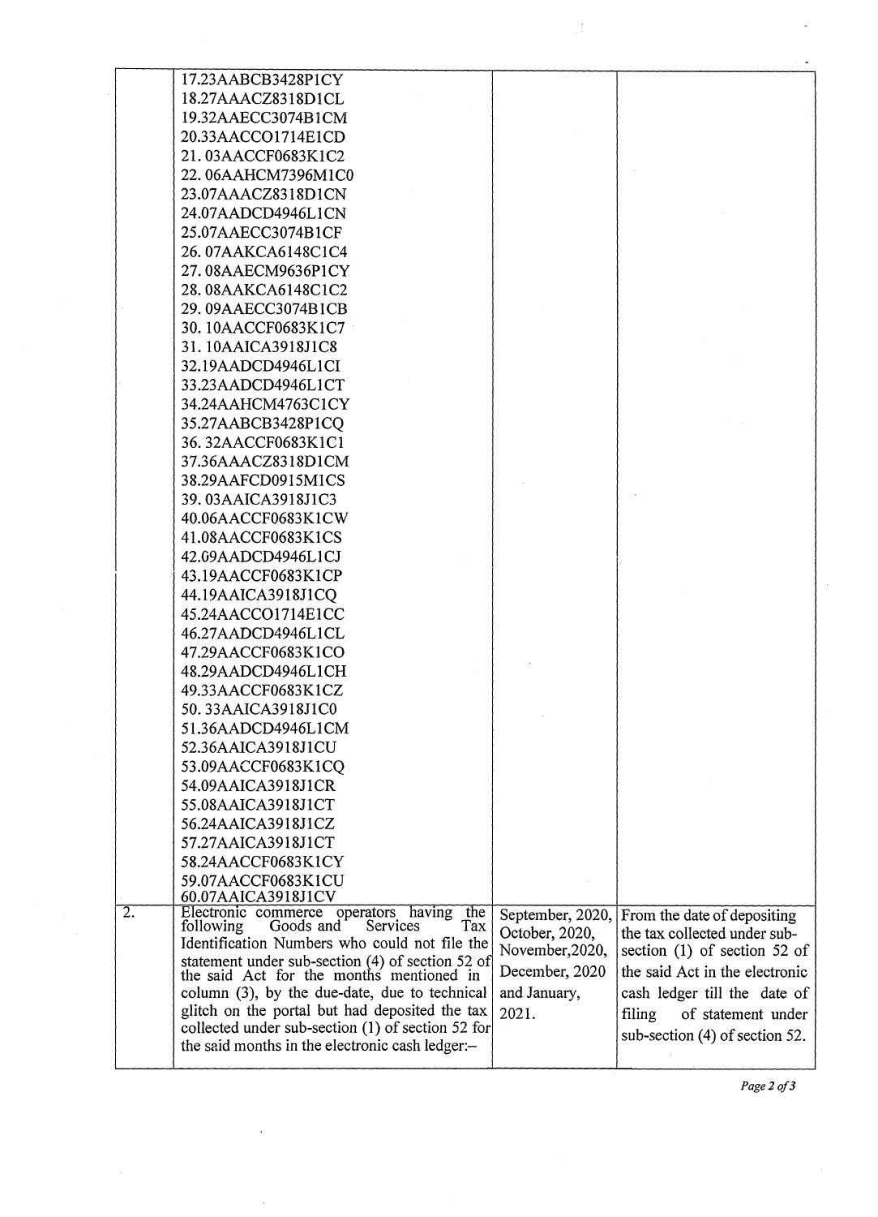| | | | |
|---|---|---|---|
| | 17.23AABCB3428P1CY<br>18.27AAACZ8318D1CL<br>19.32AAECC3074B1CM<br>20.33AACCO1714E1CD<br>21. 03AACCF0683K1C2<br>22. 06AAHCM7396M1C0<br>23.07AAACZ8318D1CN<br>24.07AADCD4946L1CN<br>25.07AAECC3074B1CF<br>26. 07AAKCA6148C1C4<br>27. 08AAECM9636P1CY<br>28. 08AAKCA6148C1C2<br>29. 09AAECC3074B1CB<br>30. 10AACCF0683K1C7<br>31. 10AAICA3918J1C8<br>32.19AADCD4946L1CI<br>33.23AADCD4946L1CT<br>34.24AAHCM4763C1CY<br>35.27AABCB3428P1CQ<br>36. 32AACCF0683K1C1<br>37.36AAACZ8318D1CM<br>38.29AAFCD0915M1CS<br>39. 03AAICA3918J1C3<br>40.06AACCF0683K1CW<br>41.08AACCF0683K1CS<br>42.09AADCD4946L1CJ<br>43.19AACCF0683K1CP<br>44.19AAICA3918J1CQ<br>45.24AACCO1714E1CC<br>46.27AADCD4946L1CL<br>47.29AACCF0683K1CO<br>48.29AADCD4946L1CH<br>49.33AACCF0683K1CZ<br>50. 33AAICA3918J1C0<br>51.36AADCD4946L1CM<br>52.36AAICA3918J1CU<br>53.09AACCF0683K1CQ<br>54.09AAICA3918J1CR<br>55.08AAICA3918J1CT<br>56.24AAICA3918J1CZ<br>57.27AAICA3918J1CT<br>58.24AACCF0683K1CY<br>59.07AACCF0683K1CU<br>60.07AAICA3918J1CV | | |
| 2. | Electronic commerce operators having the following Goods and Services Tax Identification Numbers who could not file the statement under sub-section (4) of section 52 of the said Act for the months mentioned in column (3), by the due-date, due to technical glitch on the portal but had deposited the tax collected under sub-section (1) of section 52 for the said months in the electronic cash ledger:– | September, 2020, October, 2020, November,2020, December, 2020 and January, 2021. | From the date of depositing the tax collected under sub-section (1) of section 52 of the said Act in the electronic cash ledger till the date of filing of statement under sub-section (4) of section 52. |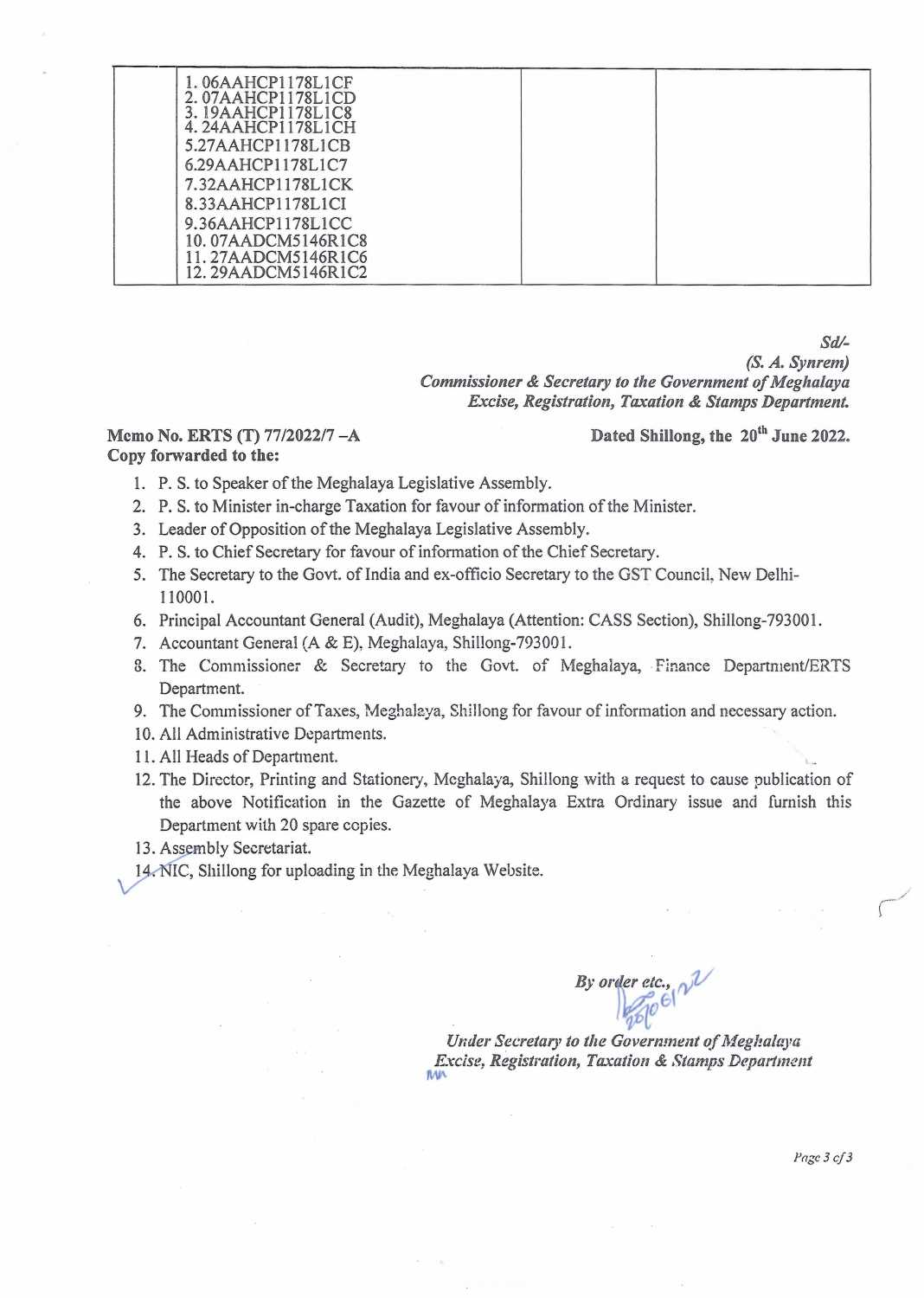| | | | |
|---|---|---|---|
| | 1. 06AAHCP1178L1CF<br>2. 07AAHCP1178L1CD<br>3. 19AAHCP1178L1C8<br>4. 24AAHCP1178L1CH<br>5.27AAHCP1178L1CB<br>6.29AAHCP1178L1C7<br>7.32AAHCP1178L1CK<br>8.33AAHCP1178L1CI<br>9.36AAHCP1178L1CC<br>10. 07AADCM5146R1C8<br>11. 27AADCM5146R1C6<br>12. 29AADCM5146R1C2 | | |

*Sd/-*
*(S. A. Synrem)*
*Commissioner & Secretary to the Government of Meghalaya*
*Excise, Registration, Taxation & Stamps Department.*

**Memo No. ERTS (T) 77/2022/7 –A** **Dated Shillong, the 20th June 2022.**

**Copy forwarded to the:**

1. P. S. to Speaker of the Meghalaya Legislative Assembly.
2. P. S. to Minister in-charge Taxation for favour of information of the Minister.
3. Leader of Opposition of the Meghalaya Legislative Assembly.
4. P. S. to Chief Secretary for favour of information of the Chief Secretary.
5. The Secretary to the Govt. of India and ex-officio Secretary to the GST Council, New Delhi-110001.
6. Principal Accountant General (Audit), Meghalaya (Attention: CASS Section), Shillong-793001.
7. Accountant General (A & E), Meghalaya, Shillong-793001.
8. The Commissioner & Secretary to the Govt. of Meghalaya, Finance Department/ERTS Department.
9. The Commissioner of Taxes, Meghalaya, Shillong for favour of information and necessary action.
10. All Administrative Departments.
11. All Heads of Department.
12. The Director, Printing and Stationery, Meghalaya, Shillong with a request to cause publication of the above Notification in the Gazette of Meghalaya Extra Ordinary issue and furnish this Department with 20 spare copies.
13. Assembly Secretariat.
14. NIC, Shillong for uploading in the Meghalaya Website.

*By order etc.,*

*Under Secretary to the Government of Meghalaya*
*Excise, Registration, Taxation & Stamps Department*